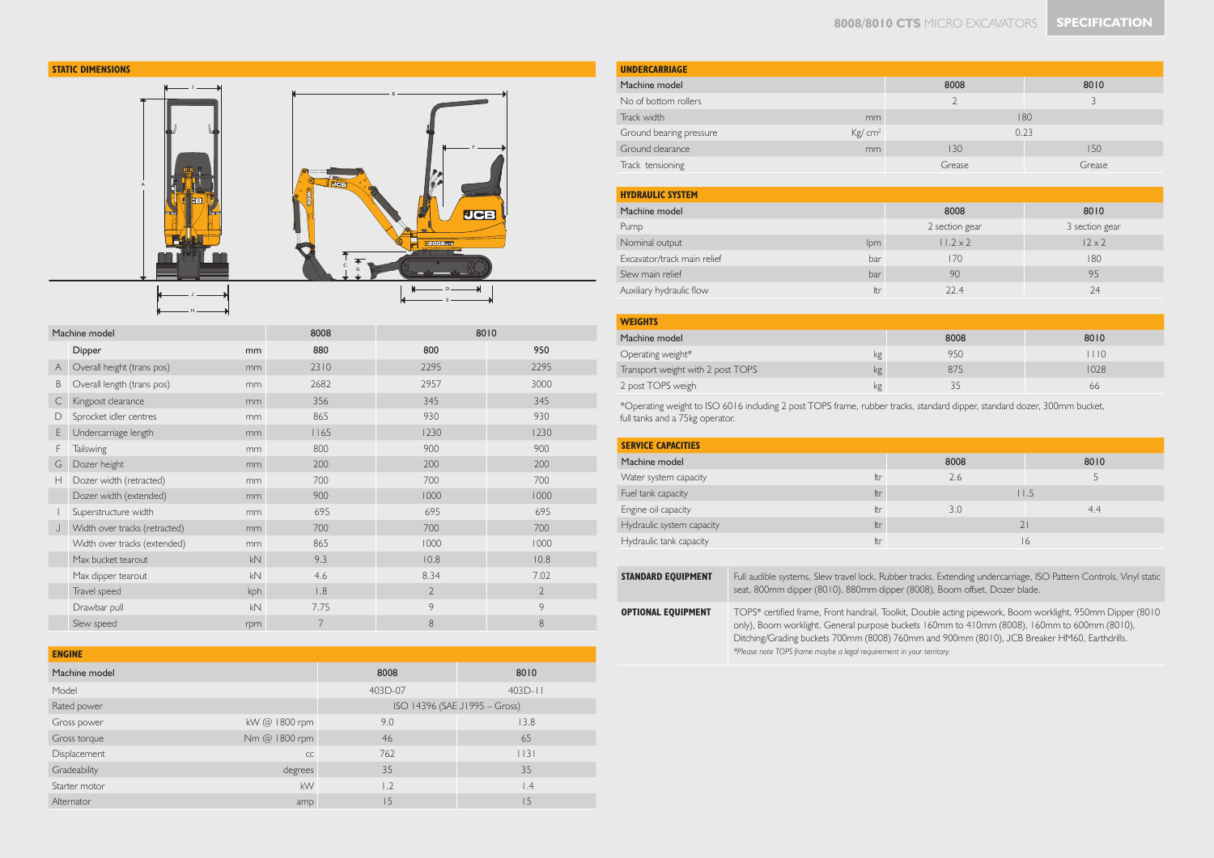# 8008/8010 CTS MICRO EXCAVATORS SPECIFICATION

## STATIC DIMENSIONS

| | Machine model | | 8008 | 8010 | |
|---|---|---|---|---|---|
| | Dipper | mm | 880 | 800 | 950 |
| A | Overall height (trans pos) | mm | 2310 | 2295 | 2295 |
| B | Overall length (trans pos) | mm | 2682 | 2957 | 3000 |
| C | Kingpost clearance | mm | 356 | 345 | 345 |
| D | Sprocket idler centres | mm | 865 | 930 | 930 |
| E | Undercarriage length | mm | 1165 | 1230 | 1230 |
| F | Tailswing | mm | 800 | 900 | 900 |
| G | Dozer height | mm | 200 | 200 | 200 |
| H | Dozer width (retracted) | mm | 700 | 700 | 700 |
| | Dozer width (extended) | mm | 900 | 1000 | 1000 |
| I | Superstructure width | mm | 695 | 695 | 695 |
| J | Width over tracks (retracted) | mm | 700 | 700 | 700 |
| | Width over tracks (extended) | mm | 865 | 1000 | 1000 |
| | Max bucket tearout | kN | 9.3 | 10.8 | 10.8 |
| | Max dipper tearout | kN | 4.6 | 8.34 | 7.02 |
| | Travel speed | kph | 1.8 | 2 | 2 |
| | Drawbar pull | kN | 7.75 | 9 | 9 |
| | Slew speed | rpm | 7 | 8 | 8 |

## ENGINE

| Machine model | | 8008 | 8010 |
|---|---|---|---|
| Model | | 403D-07 | 403D-11 |
| Rated power | | ISO 14396 (SAE J1995 – Gross) | |
| Gross power | kW @ 1800 rpm | 9.0 | 13.8 |
| Gross torque | Nm @ 1800 rpm | 46 | 65 |
| Displacement | cc | 762 | 1131 |
| Gradeability | degrees | 35 | 35 |
| Starter motor | kW | 1.2 | 1.4 |
| Alternator | amp | 15 | 15 |

## UNDERCARRIAGE

| Machine model | | 8008 | 8010 |
|---|---|---|---|
| No of bottom rollers | | 2 | 3 |
| Track width | mm | 180 | |
| Ground bearing pressure | Kg/ cm² | 0.23 | |
| Ground clearance | mm | 130 | 150 |
| Track tensioning | | Grease | Grease |

## HYDRAULIC SYSTEM

| Machine model | | 8008 | 8010 |
|---|---|---|---|
| Pump | | 2 section gear | 3 section gear |
| Nominal output | lpm | 11.2 x 2 | 12 x 2 |
| Excavator/track main relief | bar | 170 | 180 |
| Slew main relief | bar | 90 | 95 |
| Auxiliary hydraulic flow | ltr | 22.4 | 24 |

## WEIGHTS

| Machine model | | 8008 | 8010 |
|---|---|---|---|
| Operating weight* | kg | 950 | 1110 |
| Transport weight with 2 post TOPS | kg | 875 | 1028 |
| 2 post TOPS weigh | kg | 35 | 66 |

*Operating weight to ISO 6016 including 2 post TOPS frame, rubber tracks, standard dipper, standard dozer, 300mm bucket, full tanks and a 75kg operator.

## SERVICE CAPACITIES

| Machine model | | 8008 | 8010 |
|---|---|---|---|
| Water system capacity | ltr | 2.6 | 5 |
| Fuel tank capacity | ltr | 11.5 | |
| Engine oil capacity | ltr | 3.0 | 4.4 |
| Hydraulic system capacity | ltr | 21 | |
| Hydraulic tank capacity | ltr | 16 | |

**STANDARD EQUIPMENT**
Full audible systems, Slew travel lock, Rubber tracks, Extending undercarriage, ISO Pattern Controls, Vinyl static seat, 800mm dipper (8010), 880mm dipper (8008), Boom offset, Dozer blade.

**OPTIONAL EQUIPMENT**
TOPS* certified frame, Front handrail, Toolkit, Double acting pipework, Boom worklight, 950mm Dipper (8010 only), Boom worklight. General purpose buckets 160mm to 410mm (8008), 160mm to 600mm (8010), Ditching/Grading buckets 700mm (8008) 760mm and 900mm (8010), JCB Breaker HM60, Earthdrills.

*\*Please note TOPS frame maybe a legal requirement in your territory.*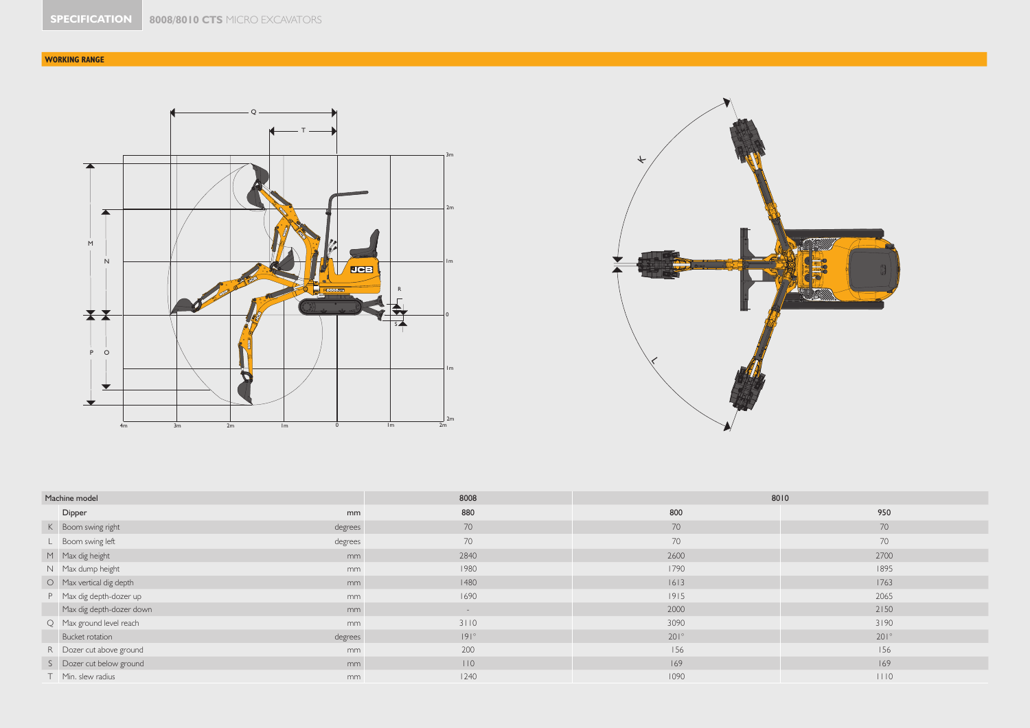SPECIFICATION **8008/8010 CTS** MICRO EXCAVATORS

**WORKING RANGE**

Q
T
M
N
P
O
R
S
3m
2m
1m
0
1m
2m
4m
3m
2m
1m
0
1m
2m

K
L

| Machine model | | | 8008 | 8010 | |
|---|---|---|---|---|---|
| | Dipper | mm | 880 | 800 | 950 |
| K | Boom swing right | degrees | 70 | 70 | 70 |
| L | Boom swing left | degrees | 70 | 70 | 70 |
| M | Max dig height | mm | 2840 | 2600 | 2700 |
| N | Max dump height | mm | 1980 | 1790 | 1895 |
| O | Max vertical dig depth | mm | 1480 | 1613 | 1763 |
| P | Max dig depth-dozer up | mm | 1690 | 1915 | 2065 |
| | Max dig depth-dozer down | mm | - | 2000 | 2150 |
| Q | Max ground level reach | mm | 3110 | 3090 | 3190 |
| | Bucket rotation | degrees | 191° | 201° | 201° |
| R | Dozer cut above ground | mm | 200 | 156 | 156 |
| S | Dozer cut below ground | mm | 110 | 169 | 169 |
| T | Min. slew radius | mm | 1240 | 1090 | 1110 |